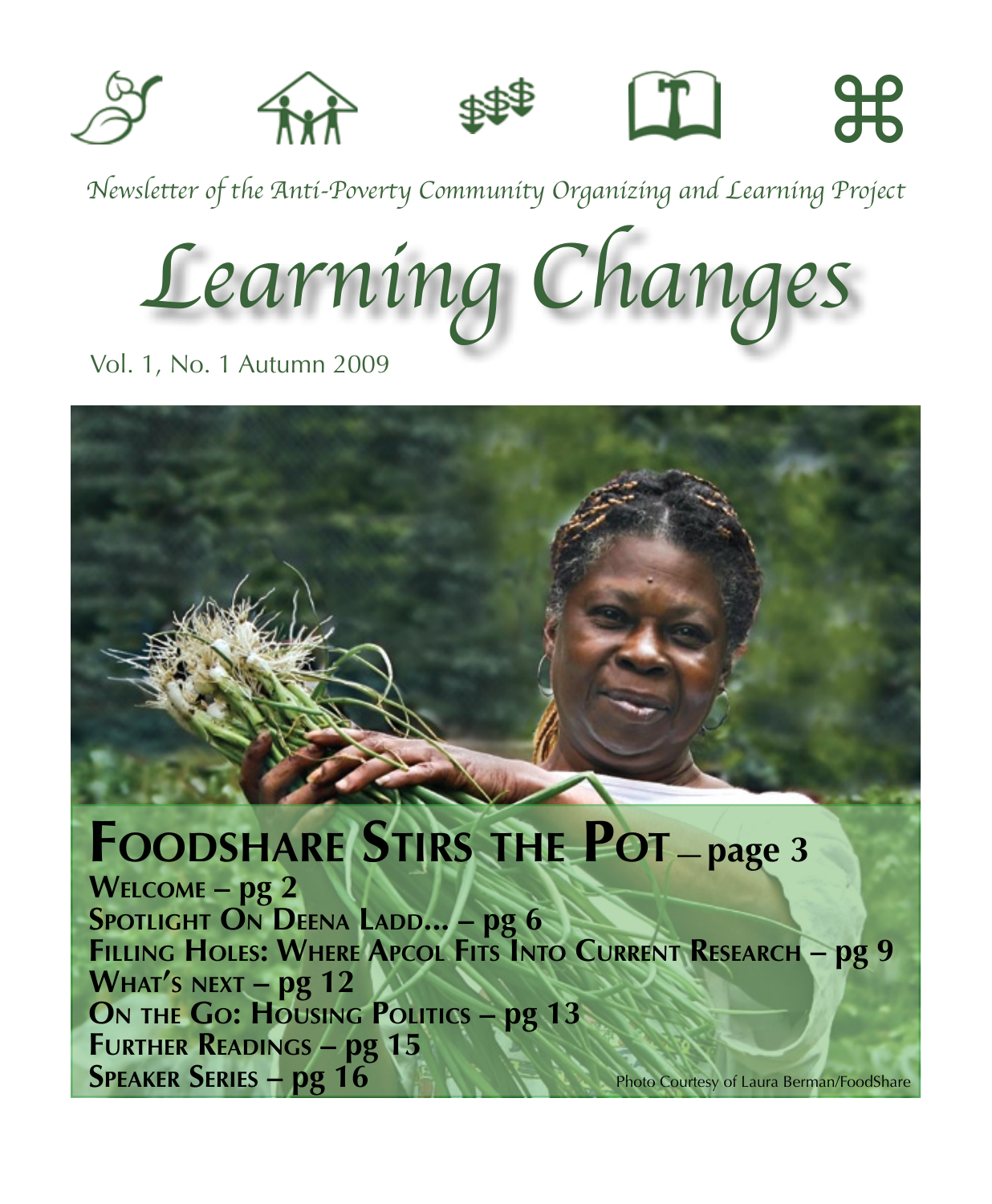*Newsletter of the Anti-Poverty Community Organizing and Learning Project*

# *Learning Changes*

Vol. 1, No. 1 Autumn 2009

## Foodshare Stirs the Pot – page 3

**Welcome – pg 2**
**Spotlight On Deena Ladd... – pg 6**
**Filling Holes: Where APCOL Fits Into Current Research – pg 9**
**What's next – pg 12**
**On the Go: Housing Politics – pg 13**
**Further Readings – pg 15**
**Speaker Series – pg 16**

Photo Courtesy of Laura Berman/FoodShare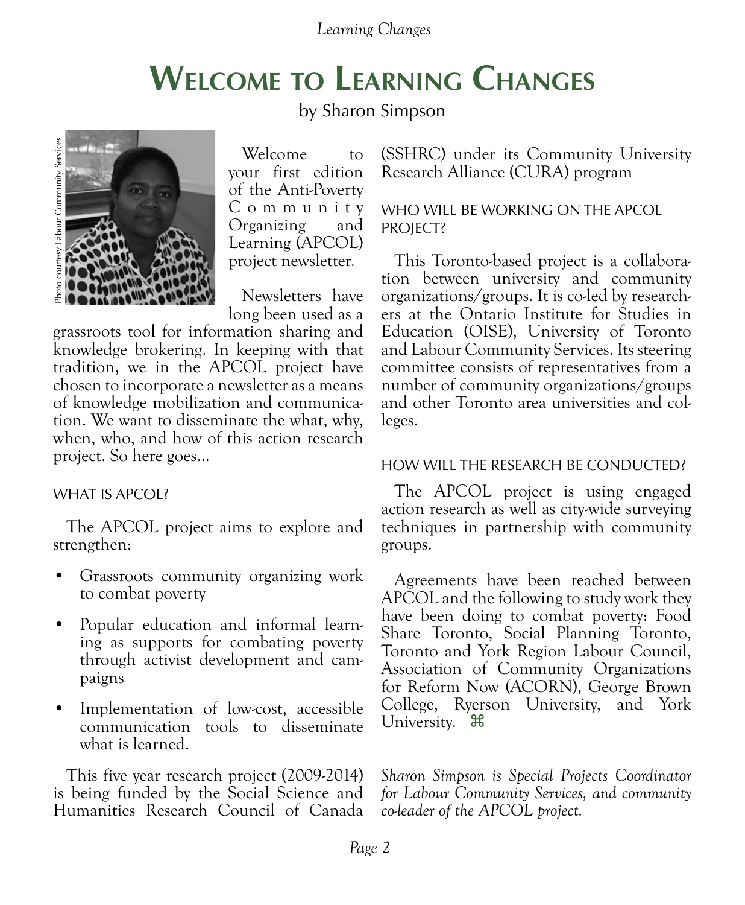# Welcome to Learning Changes

by Sharon Simpson

Photo courtesy Labour Community Services

Welcome to your first edition of the Anti-Poverty Community Organizing and Learning (APCOL) project newsletter.

Newsletters have long been used as a grassroots tool for information sharing and knowledge brokering. In keeping with that tradition, we in the APCOL project have chosen to incorporate a newsletter as a means of knowledge mobilization and communication. We want to disseminate the what, why, when, who, and how of this action research project. So here goes...

## WHAT IS APCOL?

The APCOL project aims to explore and strengthen:

- Grassroots community organizing work to combat poverty
- Popular education and informal learning as supports for combating poverty through activist development and campaigns
- Implementation of low-cost, accessible communication tools to disseminate what is learned.

This five year research project (2009-2014) is being funded by the Social Science and Humanities Research Council of Canada (SSHRC) under its Community University Research Alliance (CURA) program

## WHO WILL BE WORKING ON THE APCOL PROJECT?

This Toronto-based project is a collaboration between university and community organizations/groups. It is co-led by researchers at the Ontario Institute for Studies in Education (OISE), University of Toronto and Labour Community Services. Its steering committee consists of representatives from a number of community organizations/groups and other Toronto area universities and colleges.

## HOW WILL THE RESEARCH BE CONDUCTED?

The APCOL project is using engaged action research as well as city-wide surveying techniques in partnership with community groups.

Agreements have been reached between APCOL and the following to study work they have been doing to combat poverty: Food Share Toronto, Social Planning Toronto, Toronto and York Region Labour Council, Association of Community Organizations for Reform Now (ACORN), George Brown College, Ryerson University, and York University. ⌘

*Sharon Simpson is Special Projects Coordinator for Labour Community Services, and community co-leader of the APCOL project.*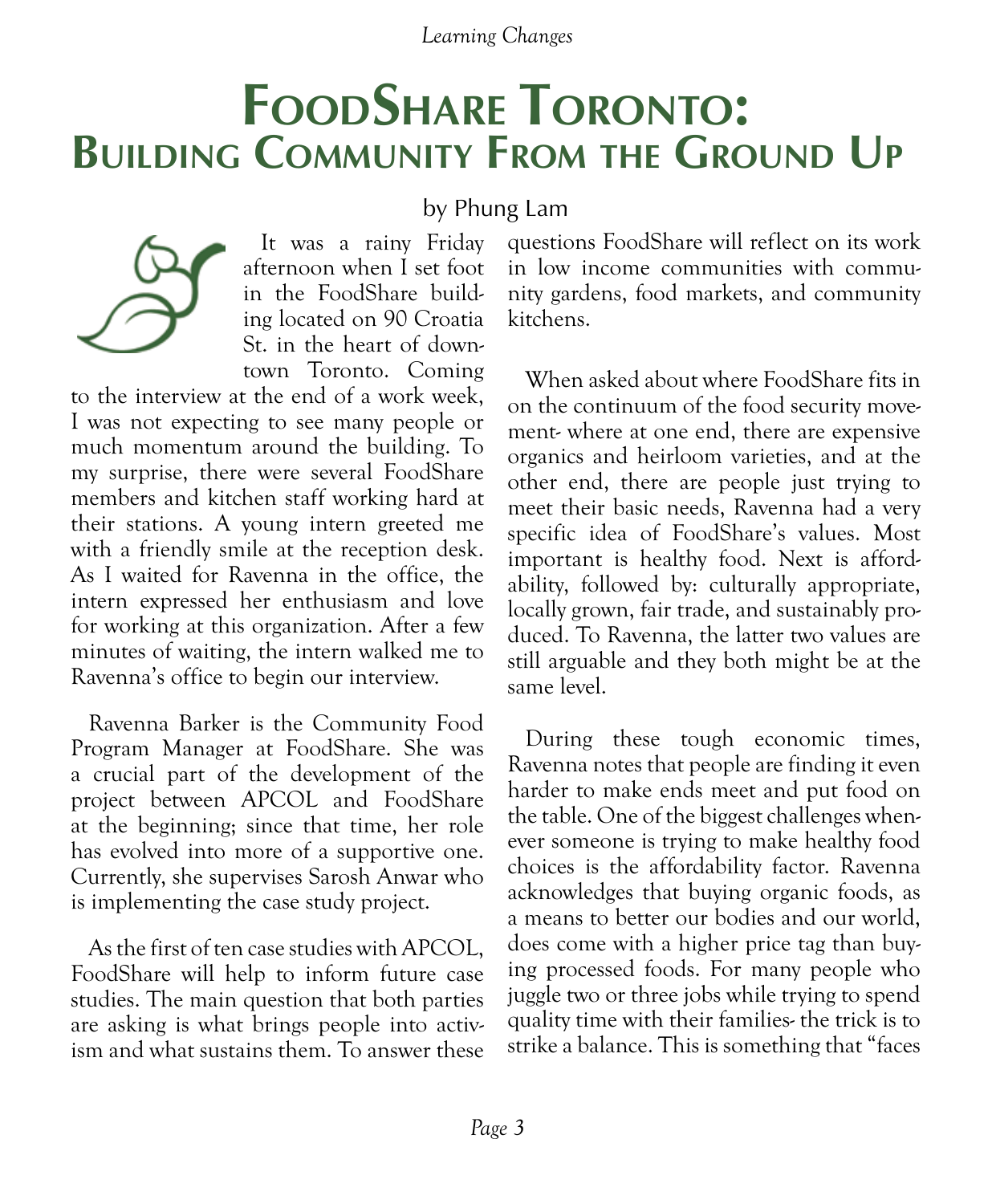# FoodShare Toronto: Building Community From the Ground Up

by Phung Lam

It was a rainy Friday afternoon when I set foot in the FoodShare building located on 90 Croatia St. in the heart of downtown Toronto. Coming to the interview at the end of a work week, I was not expecting to see many people or much momentum around the building. To my surprise, there were several FoodShare members and kitchen staff working hard at their stations. A young intern greeted me with a friendly smile at the reception desk. As I waited for Ravenna in the office, the intern expressed her enthusiasm and love for working at this organization. After a few minutes of waiting, the intern walked me to Ravenna's office to begin our interview.

Ravenna Barker is the Community Food Program Manager at FoodShare. She was a crucial part of the development of the project between APCOL and FoodShare at the beginning; since that time, her role has evolved into more of a supportive one. Currently, she supervises Sarosh Anwar who is implementing the case study project.

As the first of ten case studies with APCOL, FoodShare will help to inform future case studies. The main question that both parties are asking is what brings people into activism and what sustains them. To answer these questions FoodShare will reflect on its work in low income communities with community gardens, food markets, and community kitchens.

When asked about where FoodShare fits in on the continuum of the food security movement- where at one end, there are expensive organics and heirloom varieties, and at the other end, there are people just trying to meet their basic needs, Ravenna had a very specific idea of FoodShare's values. Most important is healthy food. Next is affordability, followed by: culturally appropriate, locally grown, fair trade, and sustainably produced. To Ravenna, the latter two values are still arguable and they both might be at the same level.

During these tough economic times, Ravenna notes that people are finding it even harder to make ends meet and put food on the table. One of the biggest challenges whenever someone is trying to make healthy food choices is the affordability factor. Ravenna acknowledges that buying organic foods, as a means to better our bodies and our world, does come with a higher price tag than buying processed foods. For many people who juggle two or three jobs while trying to spend quality time with their families- the trick is to strike a balance. This is something that "faces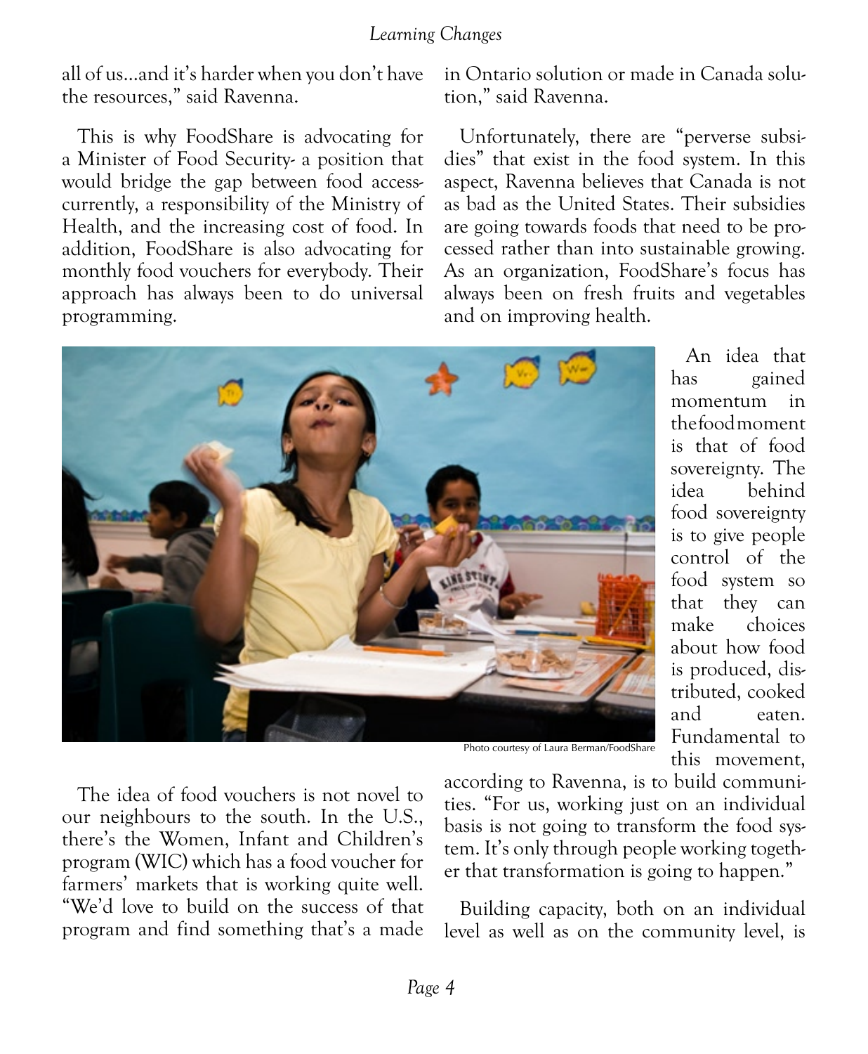all of us...and it's harder when you don't have the resources," said Ravenna.

This is why FoodShare is advocating for a Minister of Food Security- a position that would bridge the gap between food access- currently, a responsibility of the Ministry of Health, and the increasing cost of food. In addition, FoodShare is also advocating for monthly food vouchers for everybody. Their approach has always been to do universal programming.

The idea of food vouchers is not novel to our neighbours to the south. In the U.S., there's the Women, Infant and Children's program (WIC) which has a food voucher for farmers' markets that is working quite well. "We'd love to build on the success of that program and find something that's a made in Ontario solution or made in Canada solution," said Ravenna.

Unfortunately, there are "perverse subsidies" that exist in the food system. In this aspect, Ravenna believes that Canada is not as bad as the United States. Their subsidies are going towards foods that need to be processed rather than into sustainable growing. As an organization, FoodShare's focus has always been on fresh fruits and vegetables and on improving health.

Photo courtesy of Laura Berman/FoodShare

An idea that has gained momentum in the food moment is that of food sovereignty. The idea behind food sovereignty is to give people control of the food system so that they can make choices about how food is produced, distributed, cooked and eaten. Fundamental to this movement, according to Ravenna, is to build communities. "For us, working just on an individual basis is not going to transform the food system. It's only through people working together that transformation is going to happen."

Building capacity, both on an individual level as well as on the community level, is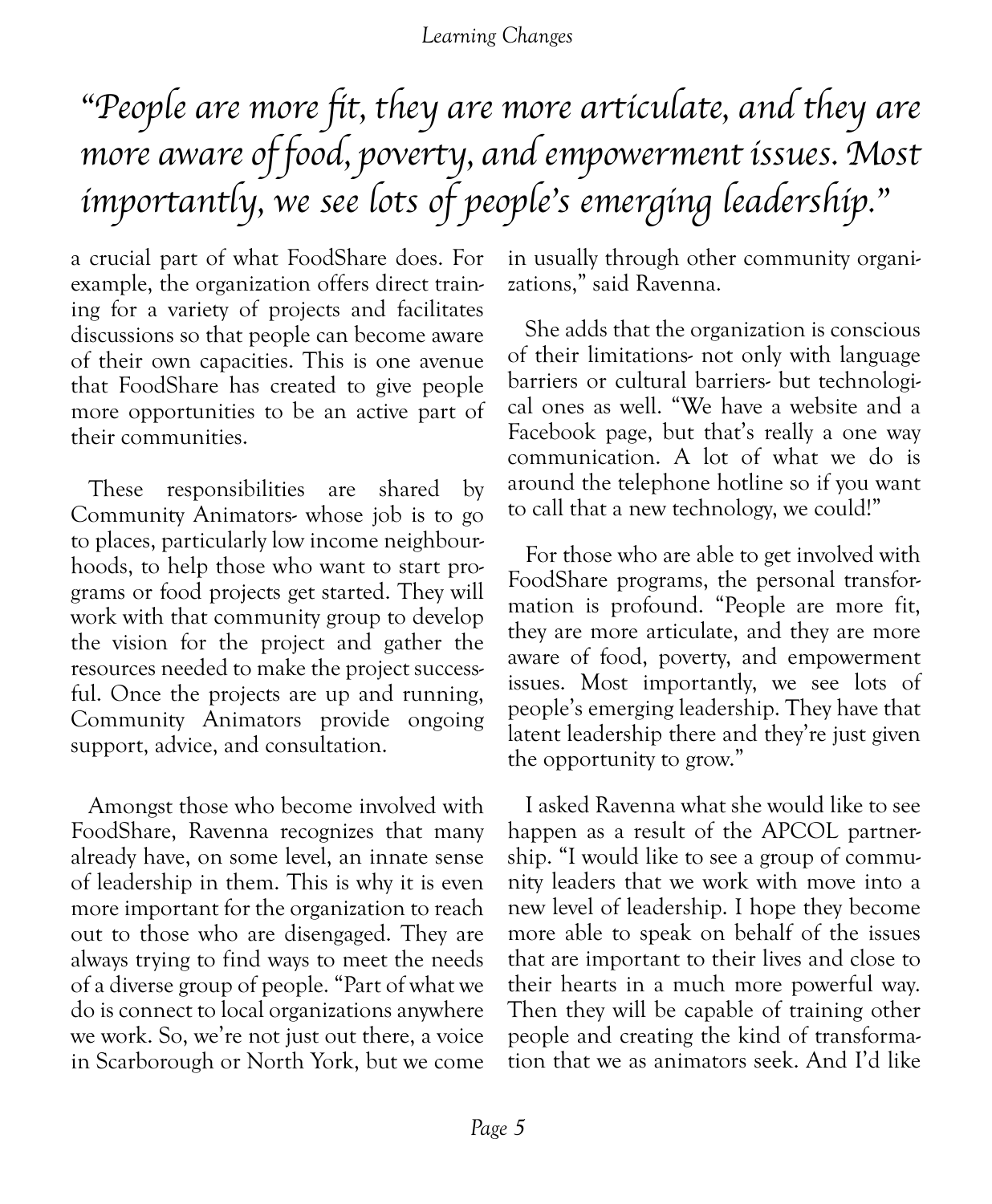*"People are more fit, they are more articulate, and they are more aware of food, poverty, and empowerment issues. Most importantly, we see lots of people's emerging leadership."*

a crucial part of what FoodShare does. For example, the organization offers direct training for a variety of projects and facilitates discussions so that people can become aware of their own capacities. This is one avenue that FoodShare has created to give people more opportunities to be an active part of their communities.

These responsibilities are shared by Community Animators- whose job is to go to places, particularly low income neighbourhoods, to help those who want to start programs or food projects get started. They will work with that community group to develop the vision for the project and gather the resources needed to make the project successful. Once the projects are up and running, Community Animators provide ongoing support, advice, and consultation.

Amongst those who become involved with FoodShare, Ravenna recognizes that many already have, on some level, an innate sense of leadership in them. This is why it is even more important for the organization to reach out to those who are disengaged. They are always trying to find ways to meet the needs of a diverse group of people. "Part of what we do is connect to local organizations anywhere we work. So, we're not just out there, a voice in Scarborough or North York, but we come in usually through other community organizations," said Ravenna.

She adds that the organization is conscious of their limitations- not only with language barriers or cultural barriers- but technological ones as well. "We have a website and a Facebook page, but that's really a one way communication. A lot of what we do is around the telephone hotline so if you want to call that a new technology, we could!"

For those who are able to get involved with FoodShare programs, the personal transformation is profound. "People are more fit, they are more articulate, and they are more aware of food, poverty, and empowerment issues. Most importantly, we see lots of people's emerging leadership. They have that latent leadership there and they're just given the opportunity to grow."

I asked Ravenna what she would like to see happen as a result of the APCOL partnership. "I would like to see a group of community leaders that we work with move into a new level of leadership. I hope they become more able to speak on behalf of the issues that are important to their lives and close to their hearts in a much more powerful way. Then they will be capable of training other people and creating the kind of transformation that we as animators seek. And I'd like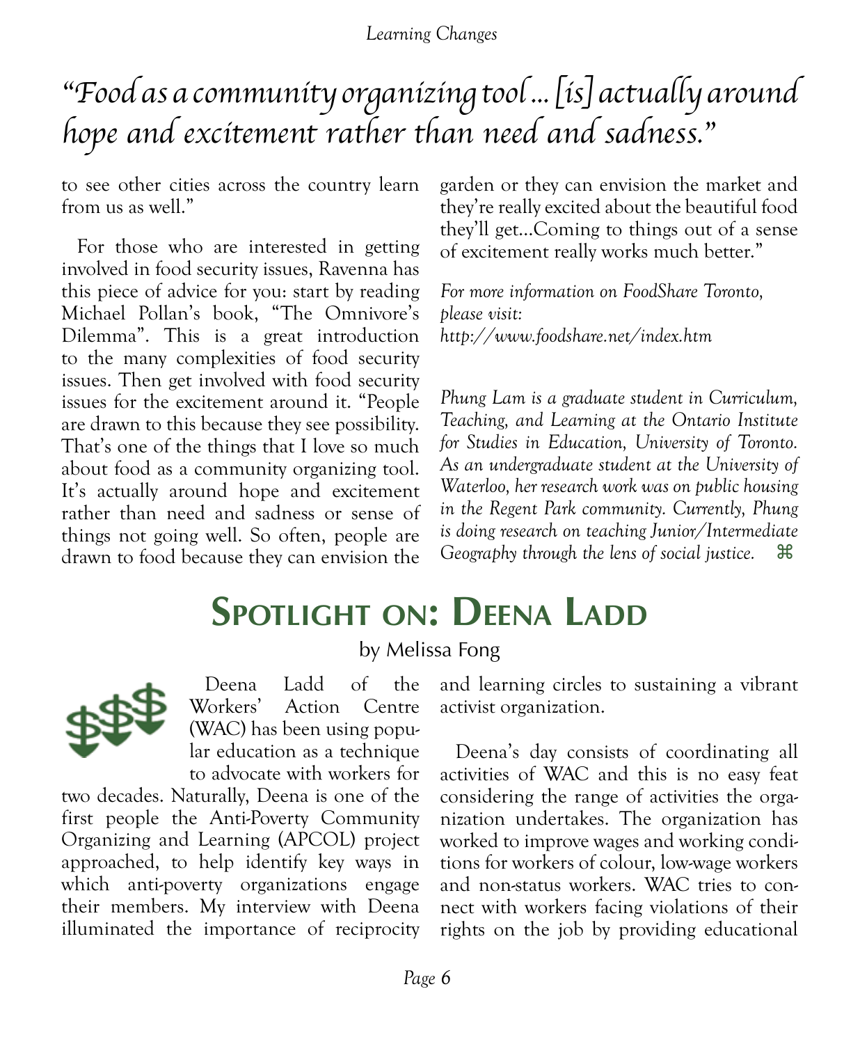*"Food as a community organizing tool ... [is] actually around hope and excitement rather than need and sadness."*

to see other cities across the country learn from us as well."

For those who are interested in getting involved in food security issues, Ravenna has this piece of advice for you: start by reading Michael Pollan's book, "The Omnivore's Dilemma". This is a great introduction to the many complexities of food security issues. Then get involved with food security issues for the excitement around it. "People are drawn to this because they see possibility. That's one of the things that I love so much about food as a community organizing tool. It's actually around hope and excitement rather than need and sadness or sense of things not going well. So often, people are drawn to food because they can envision the garden or they can envision the market and they're really excited about the beautiful food they'll get...Coming to things out of a sense of excitement really works much better."

*For more information on FoodShare Toronto, please visit:*
*http://www.foodshare.net/index.htm*

*Phung Lam is a graduate student in Curriculum, Teaching, and Learning at the Ontario Institute for Studies in Education, University of Toronto. As an undergraduate student at the University of Waterloo, her research work was on public housing in the Regent Park community. Currently, Phung is doing research on teaching Junior/Intermediate Geography through the lens of social justice.* ⌘

# Spotlight on: Deena Ladd

by Melissa Fong

Deena Ladd of the Workers' Action Centre (WAC) has been using popular education as a technique to advocate with workers for two decades. Naturally, Deena is one of the first people the Anti-Poverty Community Organizing and Learning (APCOL) project approached, to help identify key ways in which anti-poverty organizations engage their members. My interview with Deena illuminated the importance of reciprocity and learning circles to sustaining a vibrant activist organization.

Deena's day consists of coordinating all activities of WAC and this is no easy feat considering the range of activities the organization undertakes. The organization has worked to improve wages and working conditions for workers of colour, low-wage workers and non-status workers. WAC tries to connect with workers facing violations of their rights on the job by providing educational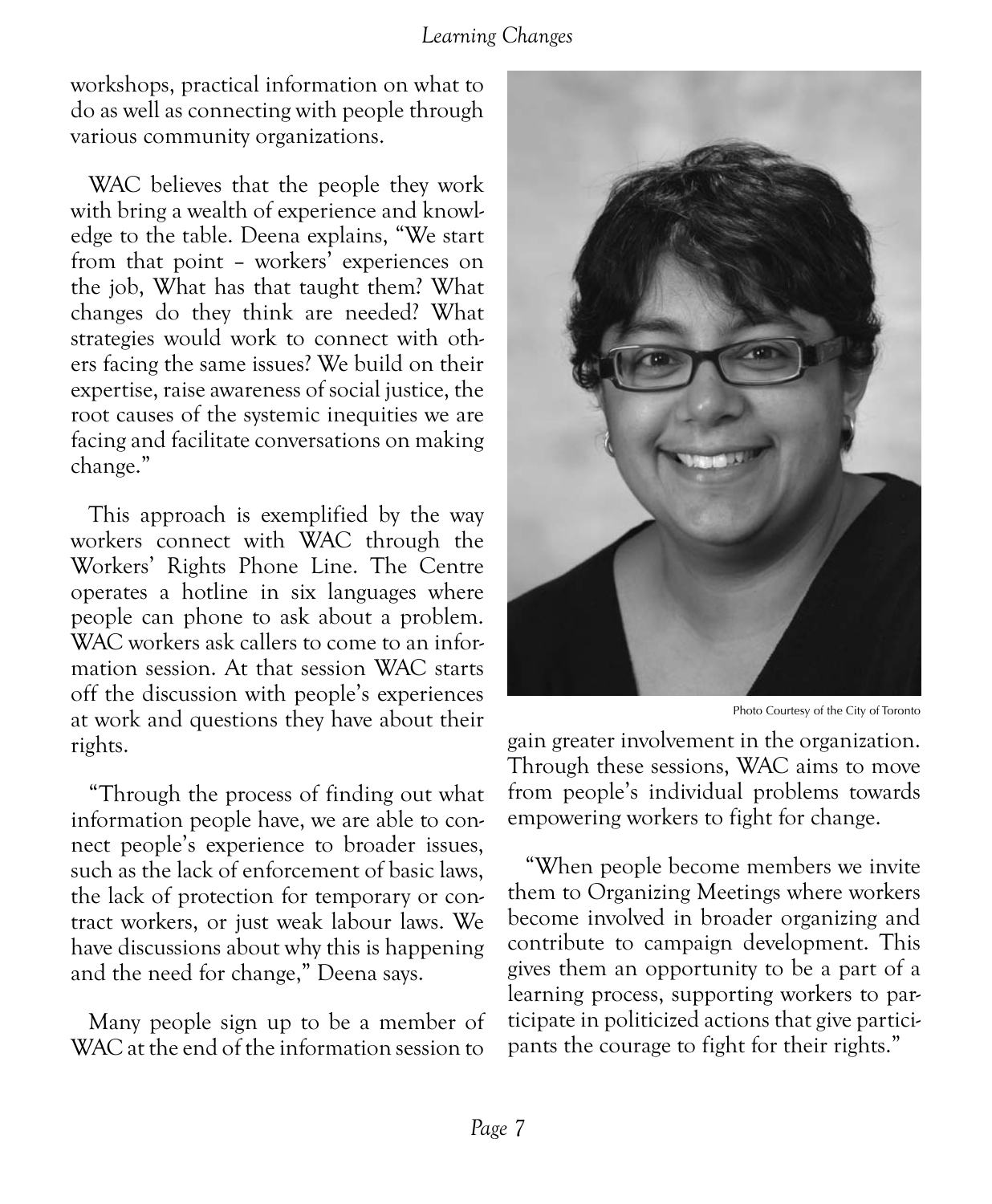workshops, practical information on what to do as well as connecting with people through various community organizations.

WAC believes that the people they work with bring a wealth of experience and knowledge to the table. Deena explains, "We start from that point – workers' experiences on the job, What has that taught them? What changes do they think are needed? What strategies would work to connect with others facing the same issues? We build on their expertise, raise awareness of social justice, the root causes of the systemic inequities we are facing and facilitate conversations on making change."

This approach is exemplified by the way workers connect with WAC through the Workers' Rights Phone Line. The Centre operates a hotline in six languages where people can phone to ask about a problem. WAC workers ask callers to come to an information session. At that session WAC starts off the discussion with people's experiences at work and questions they have about their rights.

"Through the process of finding out what information people have, we are able to connect people's experience to broader issues, such as the lack of enforcement of basic laws, the lack of protection for temporary or contract workers, or just weak labour laws. We have discussions about why this is happening and the need for change," Deena says.

Many people sign up to be a member of WAC at the end of the information session to gain greater involvement in the organization. Through these sessions, WAC aims to move from people's individual problems towards empowering workers to fight for change.

Photo Courtesy of the City of Toronto

"When people become members we invite them to Organizing Meetings where workers become involved in broader organizing and contribute to campaign development. This gives them an opportunity to be a part of a learning process, supporting workers to participate in politicized actions that give participants the courage to fight for their rights."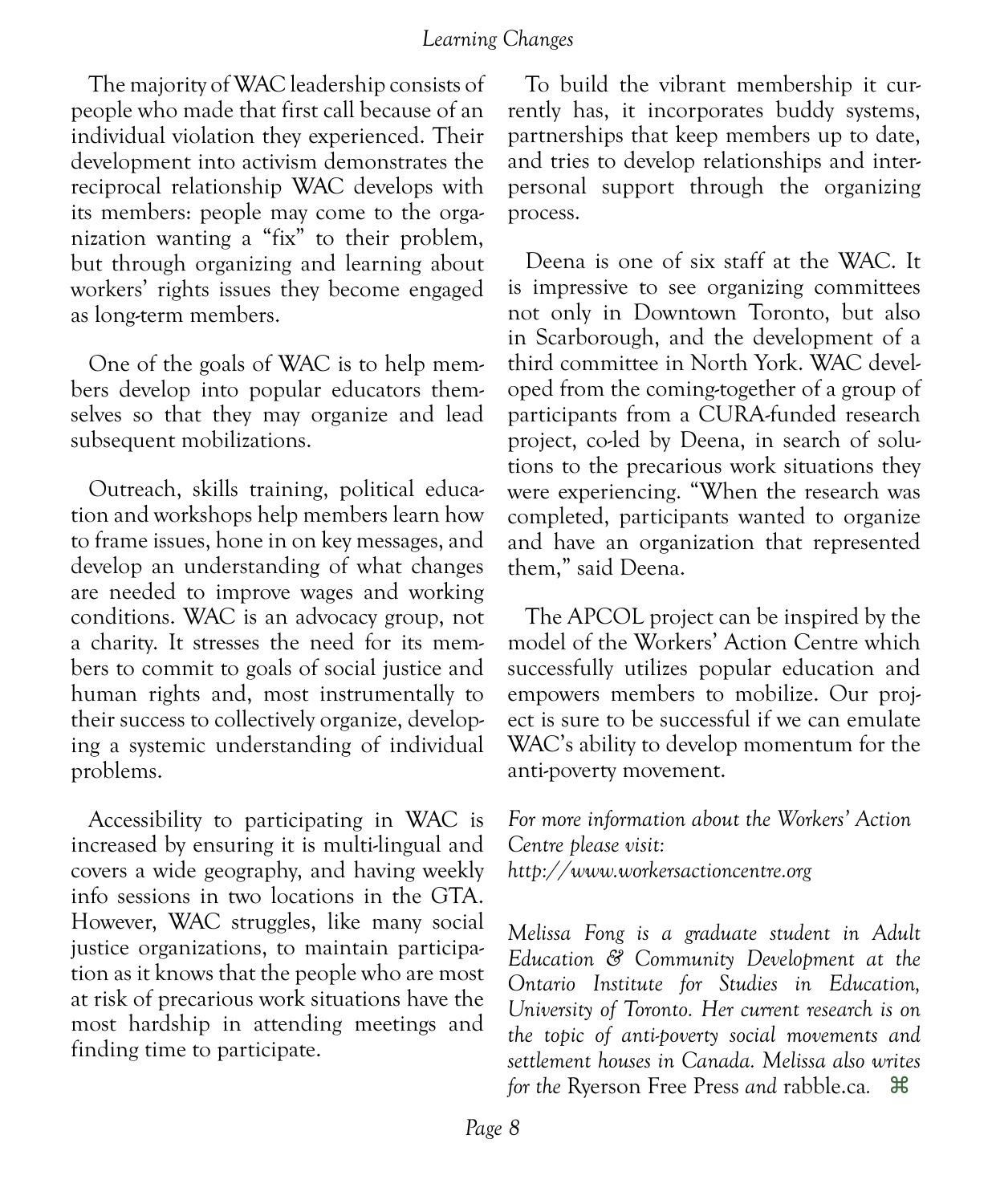The majority of WAC leadership consists of people who made that first call because of an individual violation they experienced. Their development into activism demonstrates the reciprocal relationship WAC develops with its members: people may come to the organization wanting a "fix" to their problem, but through organizing and learning about workers' rights issues they become engaged as long-term members.

One of the goals of WAC is to help members develop into popular educators themselves so that they may organize and lead subsequent mobilizations.

Outreach, skills training, political education and workshops help members learn how to frame issues, hone in on key messages, and develop an understanding of what changes are needed to improve wages and working conditions. WAC is an advocacy group, not a charity. It stresses the need for its members to commit to goals of social justice and human rights and, most instrumentally to their success to collectively organize, developing a systemic understanding of individual problems.

Accessibility to participating in WAC is increased by ensuring it is multi-lingual and covers a wide geography, and having weekly info sessions in two locations in the GTA. However, WAC struggles, like many social justice organizations, to maintain participation as it knows that the people who are most at risk of precarious work situations have the most hardship in attending meetings and finding time to participate.

To build the vibrant membership it currently has, it incorporates buddy systems, partnerships that keep members up to date, and tries to develop relationships and interpersonal support through the organizing process.

Deena is one of six staff at the WAC. It is impressive to see organizing committees not only in Downtown Toronto, but also in Scarborough, and the development of a third committee in North York. WAC developed from the coming-together of a group of participants from a CURA-funded research project, co-led by Deena, in search of solutions to the precarious work situations they were experiencing. "When the research was completed, participants wanted to organize and have an organization that represented them," said Deena.

The APCOL project can be inspired by the model of the Workers' Action Centre which successfully utilizes popular education and empowers members to mobilize. Our project is sure to be successful if we can emulate WAC's ability to develop momentum for the anti-poverty movement.

*For more information about the Workers' Action Centre please visit: http://www.workersactioncentre.org*

*Melissa Fong is a graduate student in Adult Education & Community Development at the Ontario Institute for Studies in Education, University of Toronto. Her current research is on the topic of anti-poverty social movements and settlement houses in Canada. Melissa also writes for the* Ryerson Free Press *and* rabble.ca. ⌘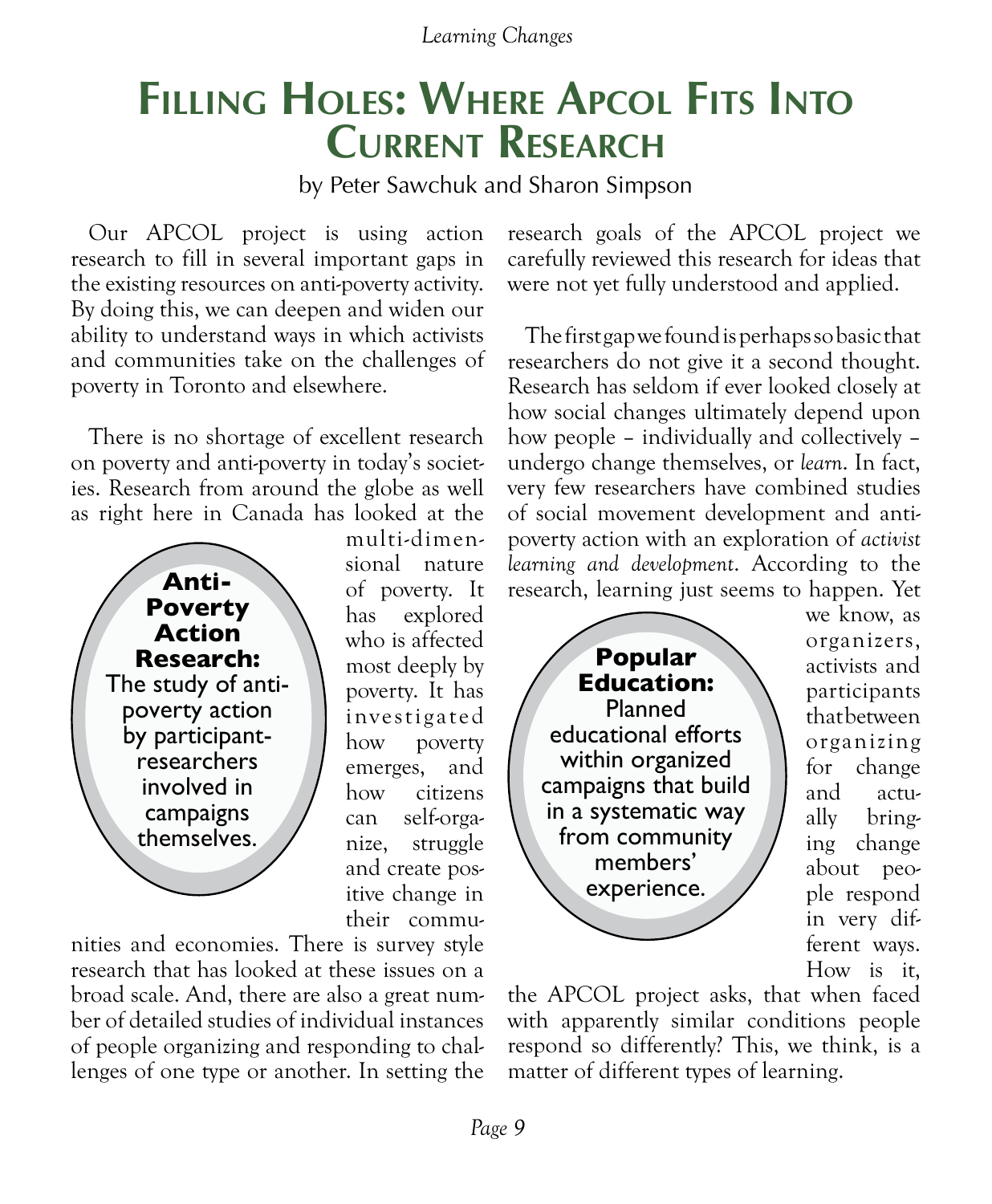# Filling Holes: Where APCOL Fits Into Current Research

by Peter Sawchuk and Sharon Simpson

Our APCOL project is using action research to fill in several important gaps in the existing resources on anti-poverty activity. By doing this, we can deepen and widen our ability to understand ways in which activists and communities take on the challenges of poverty in Toronto and elsewhere.

There is no shortage of excellent research on poverty and anti-poverty in today's societies. Research from around the globe as well as right here in Canada has looked at the multi-dimensional nature of poverty. It has explored who is affected most deeply by poverty. It has investigated how poverty emerges, and how citizens can self-organize, struggle and create positive change in their communities and economies. There is survey style research that has looked at these issues on a broad scale. And, there are also a great number of detailed studies of individual instances of people organizing and responding to challenges of one type or another. In setting the research goals of the APCOL project we carefully reviewed this research for ideas that were not yet fully understood and applied.

> **Anti-Poverty Action Research:** The study of anti-poverty action by participant-researchers involved in campaigns themselves.

The first gap we found is perhaps so basic that researchers do not give it a second thought. Research has seldom if ever looked closely at how social changes ultimately depend upon how people – individually and collectively – undergo change themselves, or *learn*. In fact, very few researchers have combined studies of social movement development and anti-poverty action with an exploration of *activist learning and development*. According to the research, learning just seems to happen. Yet we know, as organizers, activists and participants that between organizing for change and actually bringing change about people respond in very different ways. How is it, the APCOL project asks, that when faced with apparently similar conditions people respond so differently? This, we think, is a matter of different types of learning.

> **Popular Education:** Planned educational efforts within organized campaigns that build in a systematic way from community members' experience.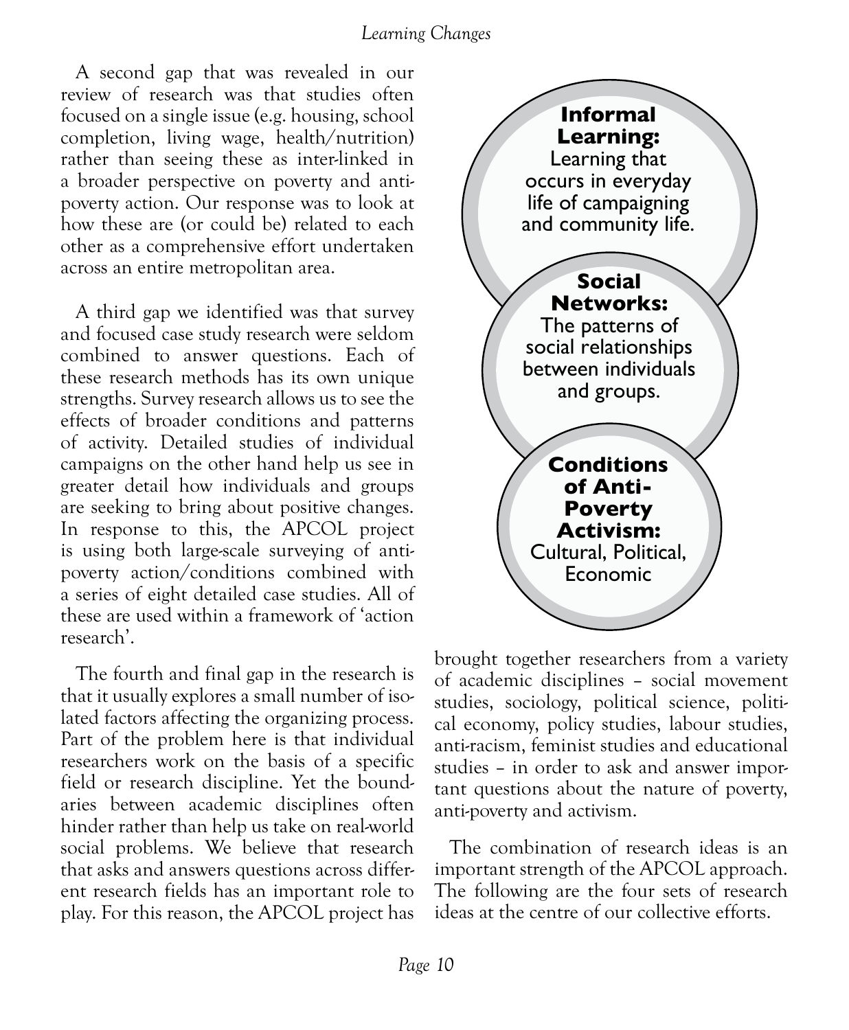A second gap that was revealed in our review of research was that studies often focused on a single issue (e.g. housing, school completion, living wage, health/nutrition) rather than seeing these as inter-linked in a broader perspective on poverty and anti-poverty action. Our response was to look at how these are (or could be) related to each other as a comprehensive effort undertaken across an entire metropolitan area.

A third gap we identified was that survey and focused case study research were seldom combined to answer questions. Each of these research methods has its own unique strengths. Survey research allows us to see the effects of broader conditions and patterns of activity. Detailed studies of individual campaigns on the other hand help us see in greater detail how individuals and groups are seeking to bring about positive changes. In response to this, the APCOL project is using both large-scale surveying of anti-poverty action/conditions combined with a series of eight detailed case studies. All of these are used within a framework of 'action research'.

The fourth and final gap in the research is that it usually explores a small number of isolated factors affecting the organizing process. Part of the problem here is that individual researchers work on the basis of a specific field or research discipline. Yet the boundaries between academic disciplines often hinder rather than help us take on real-world social problems. We believe that research that asks and answers questions across different research fields has an important role to play. For this reason, the APCOL project has brought together researchers from a variety of academic disciplines – social movement studies, sociology, political science, political economy, policy studies, labour studies, anti-racism, feminist studies and educational studies – in order to ask and answer important questions about the nature of poverty, anti-poverty and activism.

**Informal Learning:** Learning that occurs in everyday life of campaigning and community life.

**Social Networks:** The patterns of social relationships between individuals and groups.

**Conditions of Anti-Poverty Activism:** Cultural, Political, Economic

The combination of research ideas is an important strength of the APCOL approach. The following are the four sets of research ideas at the centre of our collective efforts.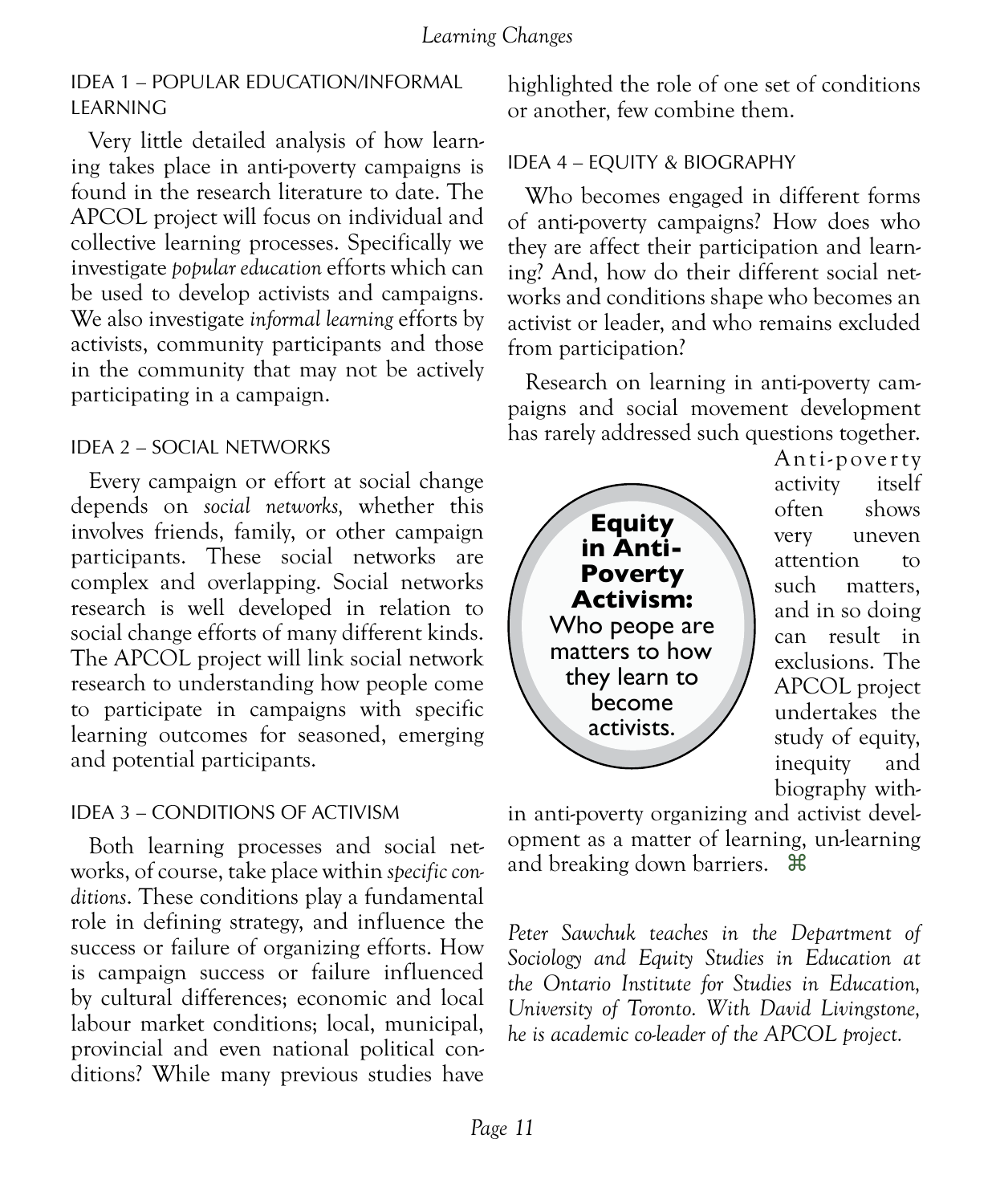## IDEA 1 – POPULAR EDUCATION/INFORMAL LEARNING

Very little detailed analysis of how learning takes place in anti-poverty campaigns is found in the research literature to date. The APCOL project will focus on individual and collective learning processes. Specifically we investigate *popular education* efforts which can be used to develop activists and campaigns. We also investigate *informal learning* efforts by activists, community participants and those in the community that may not be actively participating in a campaign.

## IDEA 2 – SOCIAL NETWORKS

Every campaign or effort at social change depends on *social networks,* whether this involves friends, family, or other campaign participants. These social networks are complex and overlapping. Social networks research is well developed in relation to social change efforts of many different kinds. The APCOL project will link social network research to understanding how people come to participate in campaigns with specific learning outcomes for seasoned, emerging and potential participants.

## IDEA 3 – CONDITIONS OF ACTIVISM

Both learning processes and social networks, of course, take place within *specific conditions*. These conditions play a fundamental role in defining strategy, and influence the success or failure of organizing efforts. How is campaign success or failure influenced by cultural differences; economic and local labour market conditions; local, municipal, provincial and even national political conditions? While many previous studies have highlighted the role of one set of conditions or another, few combine them.

## IDEA 4 – EQUITY & BIOGRAPHY

Who becomes engaged in different forms of anti-poverty campaigns? How does who they are affect their participation and learning? And, how do their different social networks and conditions shape who becomes an activist or leader, and who remains excluded from participation?

Research on learning in anti-poverty campaigns and social movement development has rarely addressed such questions together. Anti-poverty activity itself often shows very uneven attention to such matters, and in so doing can result in exclusions. The APCOL project undertakes the study of equity, inequity and biography within anti-poverty organizing and activist development as a matter of learning, un-learning and breaking down barriers. ⌘

> **Equity in Anti-Poverty Activism:** Who peope are matters to how they learn to become activists.

*Peter Sawchuk teaches in the Department of Sociology and Equity Studies in Education at the Ontario Institute for Studies in Education, University of Toronto. With David Livingstone, he is academic co-leader of the APCOL project.*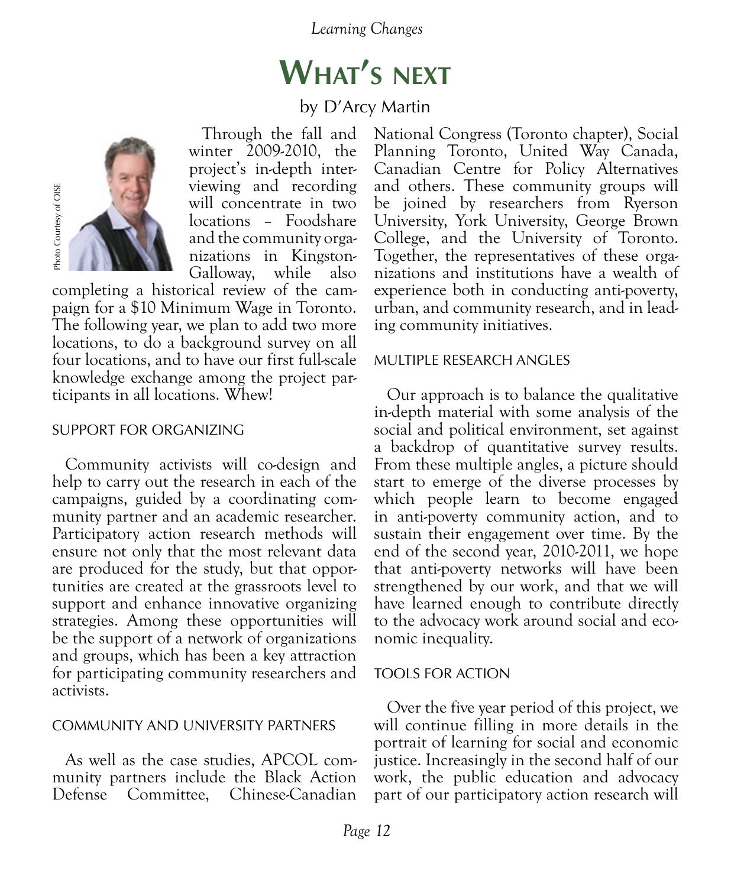# What's next

by D'Arcy Martin

Photo Courtesy of OISE

Through the fall and winter 2009-2010, the project's in-depth interviewing and recording will concentrate in two locations – Foodshare and the community organizations in Kingston-Galloway, while also completing a historical review of the campaign for a $10 Minimum Wage in Toronto. The following year, we plan to add two more locations, to do a background survey on all four locations, and to have our first full-scale knowledge exchange among the project participants in all locations. Whew!

## SUPPORT FOR ORGANIZING

Community activists will co-design and help to carry out the research in each of the campaigns, guided by a coordinating community partner and an academic researcher. Participatory action research methods will ensure not only that the most relevant data are produced for the study, but that opportunities are created at the grassroots level to support and enhance innovative organizing strategies. Among these opportunities will be the support of a network of organizations and groups, which has been a key attraction for participating community researchers and activists.

## COMMUNITY AND UNIVERSITY PARTNERS

As well as the case studies, APCOL community partners include the Black Action Defense Committee, Chinese-Canadian National Congress (Toronto chapter), Social Planning Toronto, United Way Canada, Canadian Centre for Policy Alternatives and others. These community groups will be joined by researchers from Ryerson University, York University, George Brown College, and the University of Toronto. Together, the representatives of these organizations and institutions have a wealth of experience both in conducting anti-poverty, urban, and community research, and in leading community initiatives.

## MULTIPLE RESEARCH ANGLES

Our approach is to balance the qualitative in-depth material with some analysis of the social and political environment, set against a backdrop of quantitative survey results. From these multiple angles, a picture should start to emerge of the diverse processes by which people learn to become engaged in anti-poverty community action, and to sustain their engagement over time. By the end of the second year, 2010-2011, we hope that anti-poverty networks will have been strengthened by our work, and that we will have learned enough to contribute directly to the advocacy work around social and economic inequality.

## TOOLS FOR ACTION

Over the five year period of this project, we will continue filling in more details in the portrait of learning for social and economic justice. Increasingly in the second half of our work, the public education and advocacy part of our participatory action research will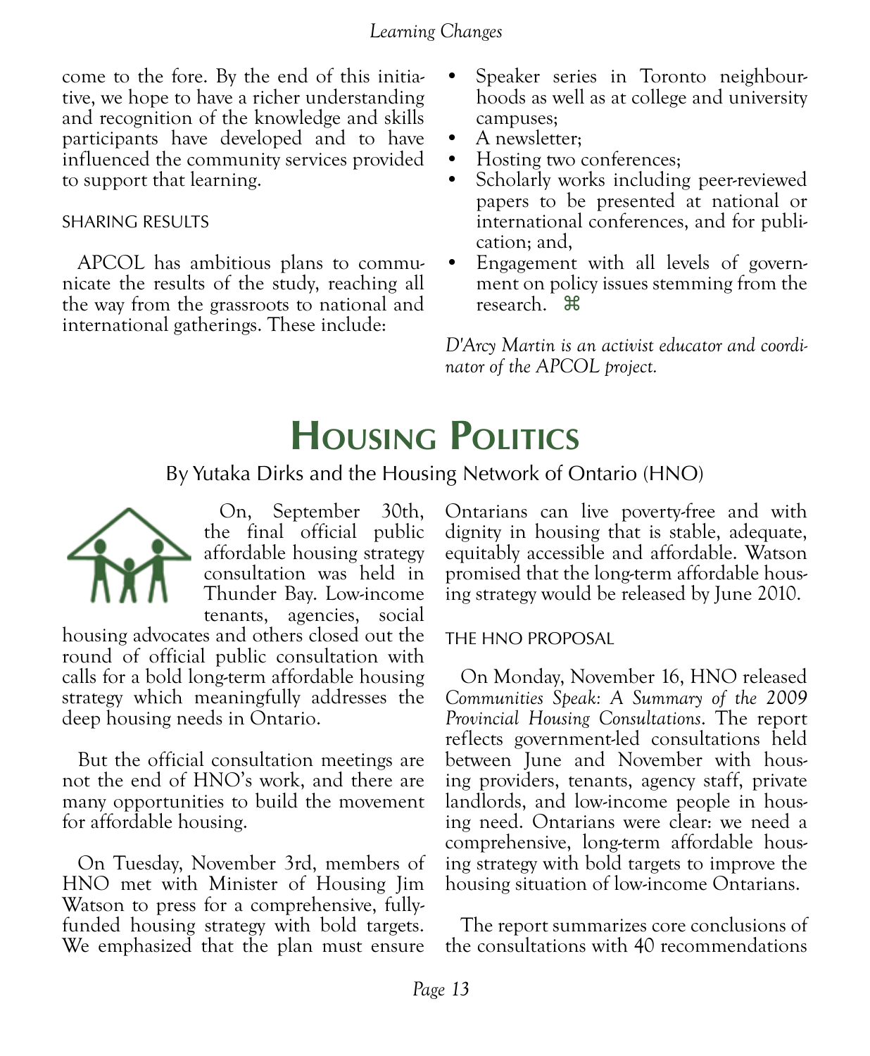come to the fore. By the end of this initiative, we hope to have a richer understanding and recognition of the knowledge and skills participants have developed and to have influenced the community services provided to support that learning.

### SHARING RESULTS

APCOL has ambitious plans to communicate the results of the study, reaching all the way from the grassroots to national and international gatherings. These include:

- Speaker series in Toronto neighbourhoods as well as at college and university campuses;
- A newsletter;
- Hosting two conferences;
- Scholarly works including peer-reviewed papers to be presented at national or international conferences, and for publication; and,
- Engagement with all levels of government on policy issues stemming from the research. ⌘

*D'Arcy Martin is an activist educator and coordinator of the APCOL project.*

# Housing Politics

By Yutaka Dirks and the Housing Network of Ontario (HNO)

On, September 30th, the final official public affordable housing strategy consultation was held in Thunder Bay. Low-income tenants, agencies, social housing advocates and others closed out the round of official public consultation with calls for a bold long-term affordable housing strategy which meaningfully addresses the deep housing needs in Ontario.

But the official consultation meetings are not the end of HNO's work, and there are many opportunities to build the movement for affordable housing.

On Tuesday, November 3rd, members of HNO met with Minister of Housing Jim Watson to press for a comprehensive, fully-funded housing strategy with bold targets. We emphasized that the plan must ensure Ontarians can live poverty-free and with dignity in housing that is stable, adequate, equitably accessible and affordable. Watson promised that the long-term affordable housing strategy would be released by June 2010.

### THE HNO PROPOSAL

On Monday, November 16, HNO released *Communities Speak: A Summary of the 2009 Provincial Housing Consultations*. The report reflects government-led consultations held between June and November with housing providers, tenants, agency staff, private landlords, and low-income people in housing need. Ontarians were clear: we need a comprehensive, long-term affordable housing strategy with bold targets to improve the housing situation of low-income Ontarians.

The report summarizes core conclusions of the consultations with 40 recommendations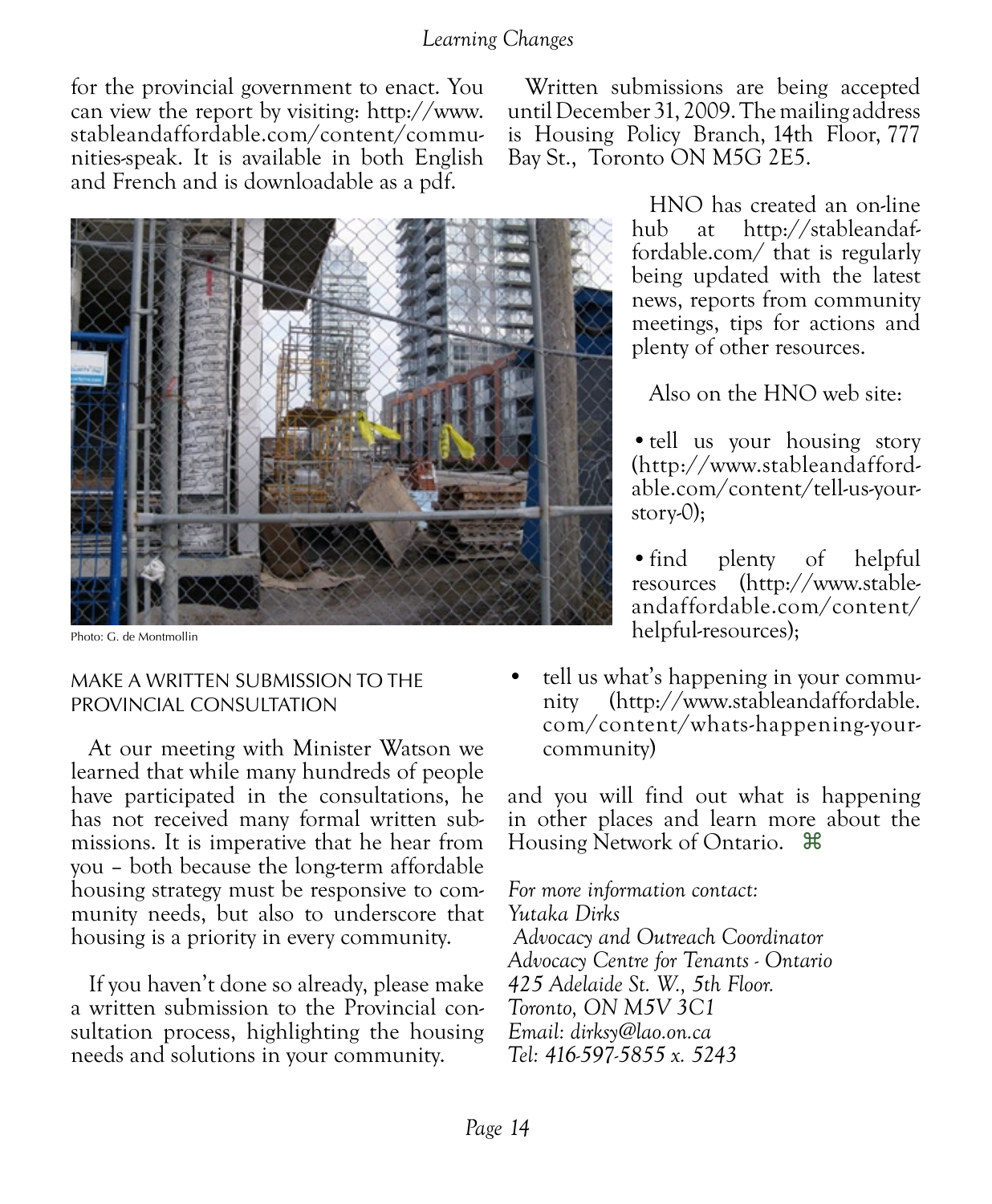for the provincial government to enact. You can view the report by visiting: http://www.stableandaffordable.com/content/communities-speak. It is available in both English and French and is downloadable as a pdf.

Photo: G. de Montmollin

## MAKE A WRITTEN SUBMISSION TO THE PROVINCIAL CONSULTATION

At our meeting with Minister Watson we learned that while many hundreds of people have participated in the consultations, he has not received many formal written submissions. It is imperative that he hear from you – both because the long-term affordable housing strategy must be responsive to community needs, but also to underscore that housing is a priority in every community.

If you haven't done so already, please make a written submission to the Provincial consultation process, highlighting the housing needs and solutions in your community.

Written submissions are being accepted until December 31, 2009. The mailing address is Housing Policy Branch, 14th Floor, 777 Bay St., Toronto ON M5G 2E5.

HNO has created an on-line hub at http://stableandaffordable.com/ that is regularly being updated with the latest news, reports from community meetings, tips for actions and plenty of other resources.

Also on the HNO web site:

- tell us your housing story (http://www.stableandaffordable.com/content/tell-us-your-story-0);
- find plenty of helpful resources (http://www.stableandaffordable.com/content/helpful-resources);
- tell us what's happening in your community (http://www.stableandaffordable.com/content/whats-happening-your-community)

and you will find out what is happening in other places and learn more about the Housing Network of Ontario. ⌘

*For more information contact:*
*Yutaka Dirks*
*Advocacy and Outreach Coordinator*
*Advocacy Centre for Tenants - Ontario*
*425 Adelaide St. W., 5th Floor.*
*Toronto, ON M5V 3C1*
*Email: dirksy@lao.on.ca*
*Tel: 416-597-5855 x. 5243*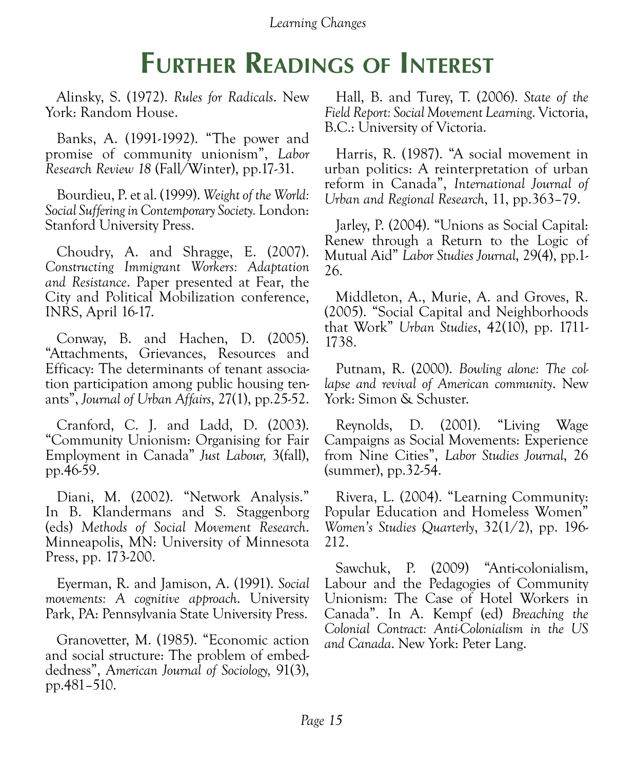# Further Readings of Interest

Alinsky, S. (1972). *Rules for Radicals*. New York: Random House.

Banks, A. (1991-1992). "The power and promise of community unionism", *Labor Research Review 18* (Fall/Winter), pp.17-31.

Bourdieu, P. et al. (1999). *Weight of the World: Social Suffering in Contemporary Society.* London: Stanford University Press.

Choudry, A. and Shragge, E. (2007). *Constructing Immigrant Workers: Adaptation and Resistance*. Paper presented at Fear, the City and Political Mobilization conference, INRS, April 16-17.

Conway, B. and Hachen, D. (2005). "Attachments, Grievances, Resources and Efficacy: The determinants of tenant association participation among public housing tenants", *Journal of Urban Affairs*, 27(1), pp.25-52.

Cranford, C. J. and Ladd, D. (2003). "Community Unionism: Organising for Fair Employment in Canada" *Just Labour,* 3(fall), pp.46-59.

Diani, M. (2002). "Network Analysis." In B. Klandermans and S. Staggenborg (eds) *Methods of Social Movement Research*. Minneapolis, MN: University of Minnesota Press, pp. 173-200.

Eyerman, R. and Jamison, A. (1991). *Social movements: A cognitive approach*. University Park, PA: Pennsylvania State University Press.

Granovetter, M. (1985). "Economic action and social structure: The problem of embeddedness", *American Journal of Sociology,* 91(3), pp.481–510.

Hall, B. and Turey, T. (2006). *State of the Field Report: Social Movement Learning*. Victoria, B.C.: University of Victoria.

Harris, R. (1987). "A social movement in urban politics: A reinterpretation of urban reform in Canada", *International Journal of Urban and Regional Research*, 11, pp.363–79.

Jarley, P. (2004). "Unions as Social Capital: Renew through a Return to the Logic of Mutual Aid" *Labor Studies Journal*, 29(4), pp.1-26.

Middleton, A., Murie, A. and Groves, R. (2005). "Social Capital and Neighborhoods that Work" *Urban Studies*, 42(10), pp. 1711-1738.

Putnam, R. (2000). *Bowling alone: The collapse and revival of American community*. New York: Simon & Schuster.

Reynolds, D. (2001). "Living Wage Campaigns as Social Movements: Experience from Nine Cities", *Labor Studies Journal*, 26 (summer), pp.32-54.

Rivera, L. (2004). "Learning Community: Popular Education and Homeless Women" *Women's Studies Quarterly*, 32(1/2), pp. 196-212.

Sawchuk, P. (2009) "Anti-colonialism, Labour and the Pedagogies of Community Unionism: The Case of Hotel Workers in Canada". In A. Kempf (ed) *Breaching the Colonial Contract: Anti-Colonialism in the US and Canada*. New York: Peter Lang.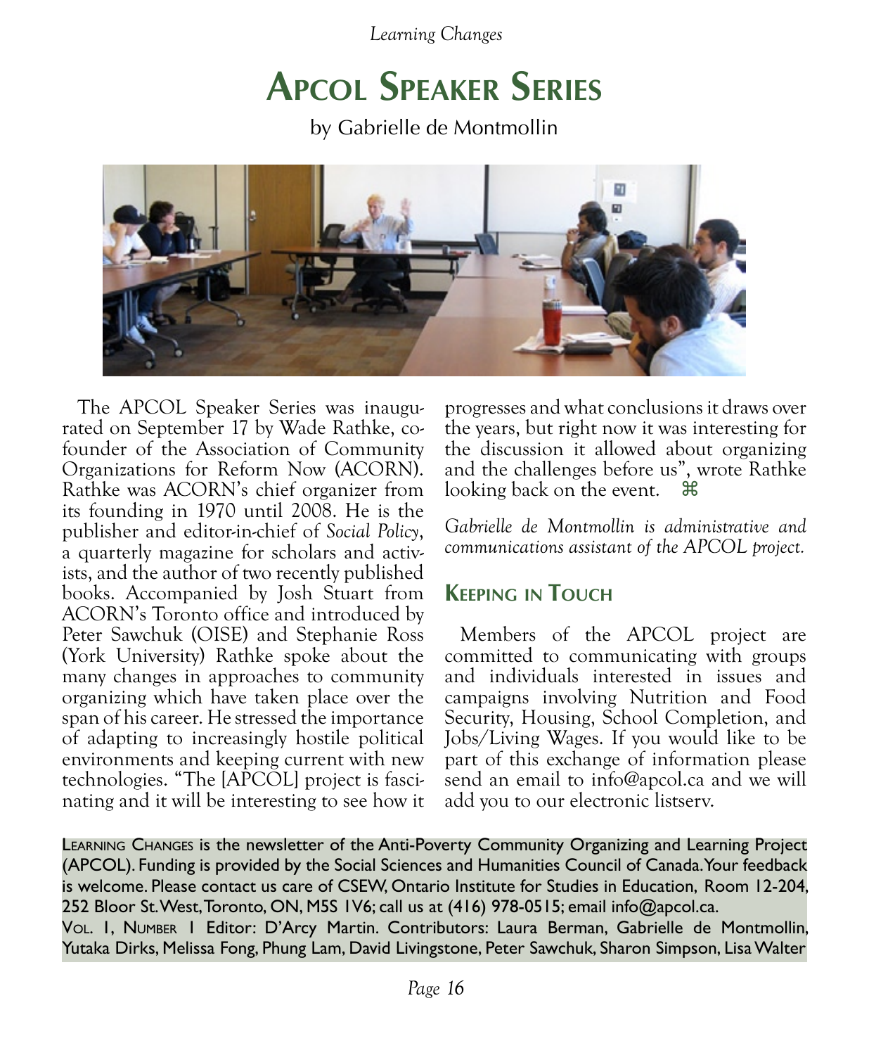# APCOL Speaker Series

by Gabrielle de Montmollin

The APCOL Speaker Series was inaugurated on September 17 by Wade Rathke, co-founder of the Association of Community Organizations for Reform Now (ACORN). Rathke was ACORN's chief organizer from its founding in 1970 until 2008. He is the publisher and editor-in-chief of *Social Policy*, a quarterly magazine for scholars and activists, and the author of two recently published books. Accompanied by Josh Stuart from ACORN's Toronto office and introduced by Peter Sawchuk (OISE) and Stephanie Ross (York University) Rathke spoke about the many changes in approaches to community organizing which have taken place over the span of his career. He stressed the importance of adapting to increasingly hostile political environments and keeping current with new technologies. "The [APCOL] project is fascinating and it will be interesting to see how it progresses and what conclusions it draws over the years, but right now it was interesting for the discussion it allowed about organizing and the challenges before us", wrote Rathke looking back on the event. ⌘

*Gabrielle de Montmollin is administrative and communications assistant of the APCOL project.*

## Keeping in Touch

Members of the APCOL project are committed to communicating with groups and individuals interested in issues and campaigns involving Nutrition and Food Security, Housing, School Completion, and Jobs/Living Wages. If you would like to be part of this exchange of information please send an email to info@apcol.ca and we will add you to our electronic listserv.

Learning Changes is the newsletter of the Anti-Poverty Community Organizing and Learning Project (APCOL). Funding is provided by the Social Sciences and Humanities Council of Canada. Your feedback is welcome. Please contact us care of CSEW, Ontario Institute for Studies in Education, Room 12-204, 252 Bloor St. West, Toronto, ON, M5S 1V6; call us at (416) 978-0515; email info@apcol.ca.

Vol. 1, Number 1 Editor: D'Arcy Martin. Contributors: Laura Berman, Gabrielle de Montmollin, Yutaka Dirks, Melissa Fong, Phung Lam, David Livingstone, Peter Sawchuk, Sharon Simpson, Lisa Walter